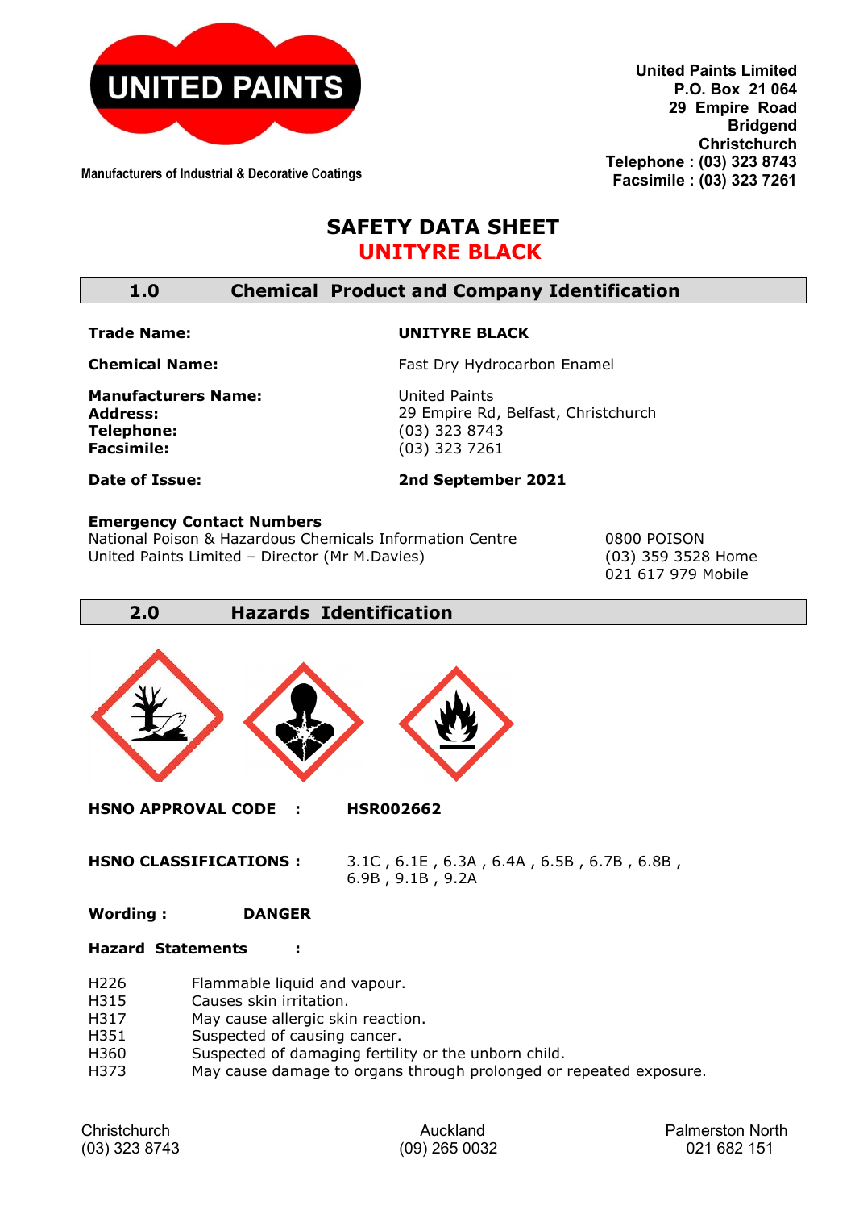UNITED PAINTS

Manufacturers of Industrial & Decorative Coatings

**United Paints Limited**
**P.O. Box 21 064**
**29 Empire Road**
**Bridgend**
**Christchurch**
**Telephone : (03) 323 8743**
**Facsimile : (03) 323 7261**

# SAFETY DATA SHEET

# UNITYRE BLACK

## 1.0 Chemical Product and Company Identification

| | |
|---|---|
| **Trade Name:** | **UNITYRE BLACK** |
| **Chemical Name:** | Fast Dry Hydrocarbon Enamel |
| **Manufacturers Name:** | United Paints |
| **Address:** | 29 Empire Rd, Belfast, Christchurch |
| **Telephone:** | (03) 323 8743 |
| **Facsimile:** | (03) 323 7261 |
| **Date of Issue:** | **2nd September 2021** |

**Emergency Contact Numbers**

| | |
|---|---|
| National Poison & Hazardous Chemicals Information Centre | 0800 POISON |
| United Paints Limited – Director (Mr M.Davies) | (03) 359 3528 Home |
| | 021 617 979 Mobile |

## 2.0 Hazards Identification

**HSNO APPROVAL CODE :** **HSR002662**

**HSNO CLASSIFICATIONS :** 3.1C , 6.1E , 6.3A , 6.4A , 6.5B , 6.7B , 6.8B , 6.9B , 9.1B , 9.2A

**Wording :** **DANGER**

**Hazard Statements :**

| | |
|---|---|
| H226 | Flammable liquid and vapour. |
| H315 | Causes skin irritation. |
| H317 | May cause allergic skin reaction. |
| H351 | Suspected of causing cancer. |
| H360 | Suspected of damaging fertility or the unborn child. |
| H373 | May cause damage to organs through prolonged or repeated exposure. |

Christchurch (03) 323 8743 | Auckland (09) 265 0032 | Palmerston North 021 682 151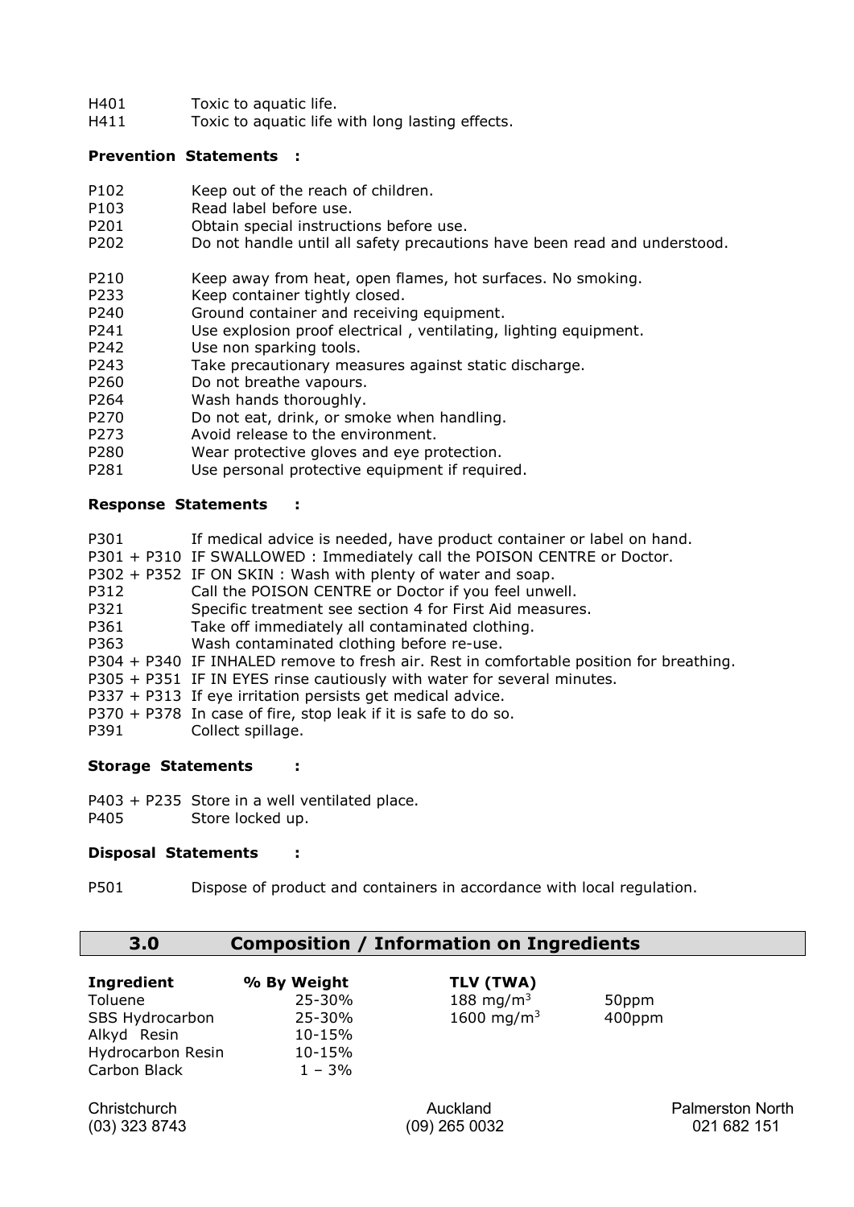H401 Toxic to aquatic life.
H411 Toxic to aquatic life with long lasting effects.

**Prevention Statements :**

P102 Keep out of the reach of children.
P103 Read label before use.
P201 Obtain special instructions before use.
P202 Do not handle until all safety precautions have been read and understood.

P210 Keep away from heat, open flames, hot surfaces. No smoking.
P233 Keep container tightly closed.
P240 Ground container and receiving equipment.
P241 Use explosion proof electrical , ventilating, lighting equipment.
P242 Use non sparking tools.
P243 Take precautionary measures against static discharge.
P260 Do not breathe vapours.
P264 Wash hands thoroughly.
P270 Do not eat, drink, or smoke when handling.
P273 Avoid release to the environment.
P280 Wear protective gloves and eye protection.
P281 Use personal protective equipment if required.

**Response Statements :**

P301 If medical advice is needed, have product container or label on hand.
P301 + P310 IF SWALLOWED : Immediately call the POISON CENTRE or Doctor.
P302 + P352 IF ON SKIN : Wash with plenty of water and soap.
P312 Call the POISON CENTRE or Doctor if you feel unwell.
P321 Specific treatment see section 4 for First Aid measures.
P361 Take off immediately all contaminated clothing.
P363 Wash contaminated clothing before re-use.
P304 + P340 IF INHALED remove to fresh air. Rest in comfortable position for breathing.
P305 + P351 IF IN EYES rinse cautiously with water for several minutes.
P337 + P313 If eye irritation persists get medical advice.
P370 + P378 In case of fire, stop leak if it is safe to do so.
P391 Collect spillage.

**Storage Statements :**

P403 + P235 Store in a well ventilated place.
P405 Store locked up.

**Disposal Statements :**

P501 Dispose of product and containers in accordance with local regulation.

## 3.0 Composition / Information on Ingredients

| Ingredient | % By Weight | TLV (TWA) | |
|---|---|---|---|
| Toluene | 25-30% | 188 mg/m$^3$ | 50ppm |
| SBS Hydrocarbon | 25-30% | 1600 mg/m$^3$ | 400ppm |
| Alkyd Resin | 10-15% | | |
| Hydrocarbon Resin | 10-15% | | |
| Carbon Black | 1 – 3% | | |

Christchurch (03) 323 8743 | Auckland (09) 265 0032 | Palmerston North 021 682 151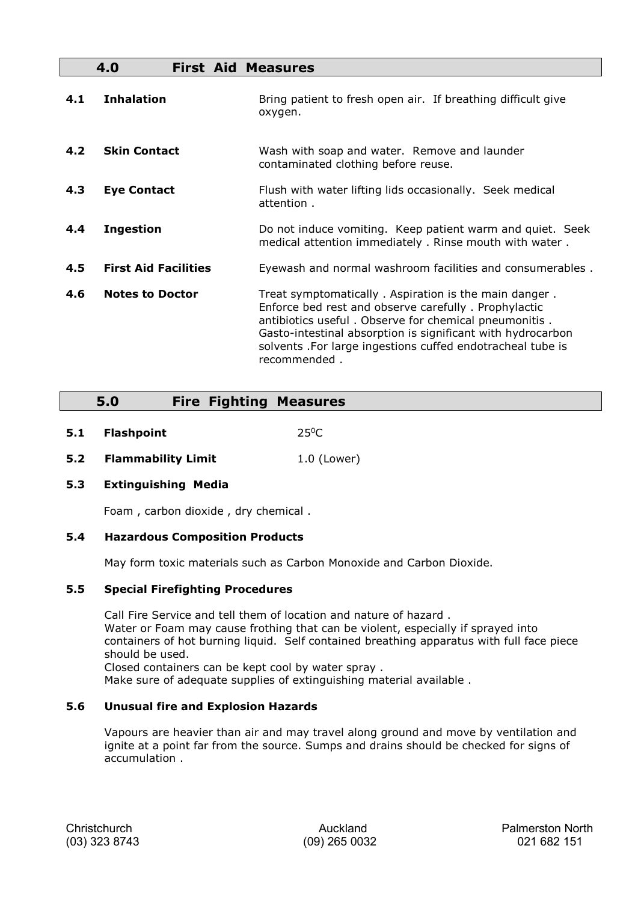## 4.0 First Aid Measures

| | | |
|---|---|---|
| **4.1** | **Inhalation** | Bring patient to fresh open air. If breathing difficult give oxygen. |
| **4.2** | **Skin Contact** | Wash with soap and water. Remove and launder contaminated clothing before reuse. |
| **4.3** | **Eye Contact** | Flush with water lifting lids occasionally. Seek medical attention . |
| **4.4** | **Ingestion** | Do not induce vomiting. Keep patient warm and quiet. Seek medical attention immediately . Rinse mouth with water . |
| **4.5** | **First Aid Facilities** | Eyewash and normal washroom facilities and consumerables . |
| **4.6** | **Notes to Doctor** | Treat symptomatically . Aspiration is the main danger . Enforce bed rest and observe carefully . Prophylactic antibiotics useful . Observe for chemical pneumonitis . Gasto-intestinal absorption is significant with hydrocarbon solvents .For large ingestions cuffed endotracheal tube is recommended . |

## 5.0 Fire Fighting Measures

**5.1 Flashpoint** $25^0$C

**5.2 Flammability Limit** 1.0 (Lower)

**5.3 Extinguishing Media**

Foam , carbon dioxide , dry chemical .

**5.4 Hazardous Composition Products**

May form toxic materials such as Carbon Monoxide and Carbon Dioxide.

**5.5 Special Firefighting Procedures**

Call Fire Service and tell them of location and nature of hazard .
Water or Foam may cause frothing that can be violent, especially if sprayed into containers of hot burning liquid. Self contained breathing apparatus with full face piece should be used.
Closed containers can be kept cool by water spray .
Make sure of adequate supplies of extinguishing material available .

**5.6 Unusual fire and Explosion Hazards**

Vapours are heavier than air and may travel along ground and move by ventilation and ignite at a point far from the source. Sumps and drains should be checked for signs of accumulation .

Christchurch (03) 323 8743 Auckland (09) 265 0032 Palmerston North 021 682 151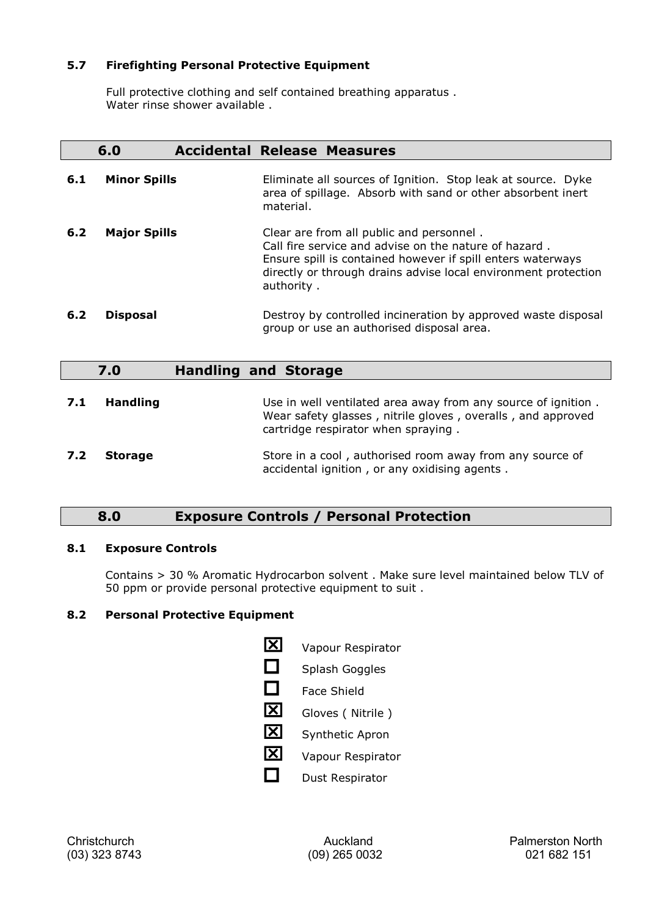### 5.7 Firefighting Personal Protective Equipment

Full protective clothing and self contained breathing apparatus .
Water rinse shower available .

## 6.0 Accidental Release Measures

**6.1 Minor Spills**

Eliminate all sources of Ignition. Stop leak at source. Dyke area of spillage. Absorb with sand or other absorbent inert material.

**6.2 Major Spills**

Clear are from all public and personnel .
Call fire service and advise on the nature of hazard .
Ensure spill is contained however if spill enters waterways directly or through drains advise local environment protection authority .

**6.2 Disposal**

Destroy by controlled incineration by approved waste disposal group or use an authorised disposal area.

## 7.0 Handling and Storage

**7.1 Handling**

Use in well ventilated area away from any source of ignition . Wear safety glasses , nitrile gloves , overalls , and approved cartridge respirator when spraying .

**7.2 Storage**

Store in a cool , authorised room away from any source of accidental ignition , or any oxidising agents .

## 8.0 Exposure Controls / Personal Protection

### 8.1 Exposure Controls

Contains > 30 % Aromatic Hydrocarbon solvent . Make sure level maintained below TLV of 50 ppm or provide personal protective equipment to suit .

### 8.2 Personal Protective Equipment

- [x] Vapour Respirator
- [ ] Splash Goggles
- [ ] Face Shield
- [x] Gloves ( Nitrile )
- [x] Synthetic Apron
- [x] Vapour Respirator
- [ ] Dust Respirator

Christchurch (03) 323 8743 | Auckland (09) 265 0032 | Palmerston North 021 682 151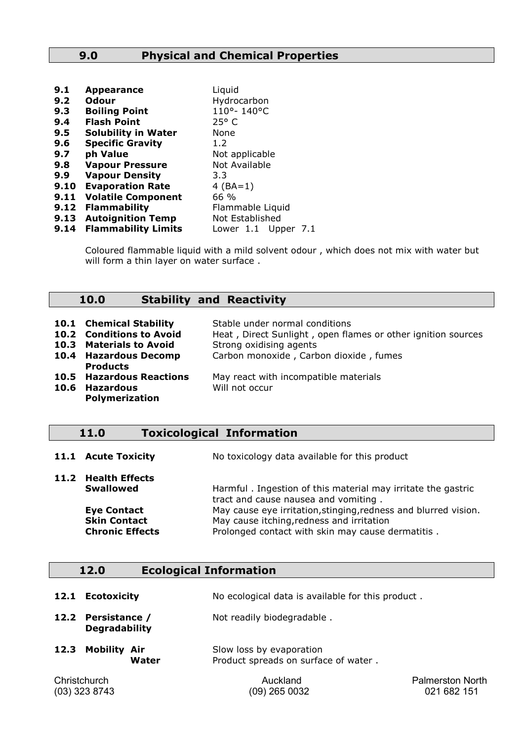## 9.0 Physical and Chemical Properties

| | | |
|---|---|---|
| **9.1** | **Appearance** | Liquid |
| **9.2** | **Odour** | Hydrocarbon |
| **9.3** | **Boiling Point** | 110°- 140°C |
| **9.4** | **Flash Point** | 25° C |
| **9.5** | **Solubility in Water** | None |
| **9.6** | **Specific Gravity** | 1.2 |
| **9.7** | **ph Value** | Not applicable |
| **9.8** | **Vapour Pressure** | Not Available |
| **9.9** | **Vapour Density** | 3.3 |
| **9.10** | **Evaporation Rate** | 4 (BA=1) |
| **9.11** | **Volatile Component** | 66 % |
| **9.12** | **Flammability** | Flammable Liquid |
| **9.13** | **Autoignition Temp** | Not Established |
| **9.14** | **Flammability Limits** | Lower 1.1 Upper 7.1 |

Coloured flammable liquid with a mild solvent odour , which does not mix with water but will form a thin layer on water surface .

## 10.0 Stability and Reactivity

| | | |
|---|---|---|
| **10.1** | **Chemical Stability** | Stable under normal conditions |
| **10.2** | **Conditions to Avoid** | Heat , Direct Sunlight , open flames or other ignition sources |
| **10.3** | **Materials to Avoid** | Strong oxidising agents |
| **10.4** | **Hazardous Decomp Products** | Carbon monoxide , Carbon dioxide , fumes |
| **10.5** | **Hazardous Reactions** | May react with incompatible materials |
| **10.6** | **Hazardous Polymerization** | Will not occur |

## 11.0 Toxicological Information

**11.1 Acute Toxicity** — No toxicology data available for this product

**11.2 Health Effects**

| | |
|---|---|
| **Swallowed** | Harmful . Ingestion of this material may irritate the gastric tract and cause nausea and vomiting . |
| **Eye Contact** | May cause eye irritation,stinging,redness and blurred vision. |
| **Skin Contact** | May cause itching,redness and irritation |
| **Chronic Effects** | Prolonged contact with skin may cause dermatitis . |

## 12.0 Ecological Information

| | | |
|---|---|---|
| **12.1** | **Ecotoxicity** | No ecological data is available for this product . |
| **12.2** | **Persistance / Degradability** | Not readily biodegradable . |
| **12.3** | **Mobility Air** | Slow loss by evaporation |
| | **Water** | Product spreads on surface of water . |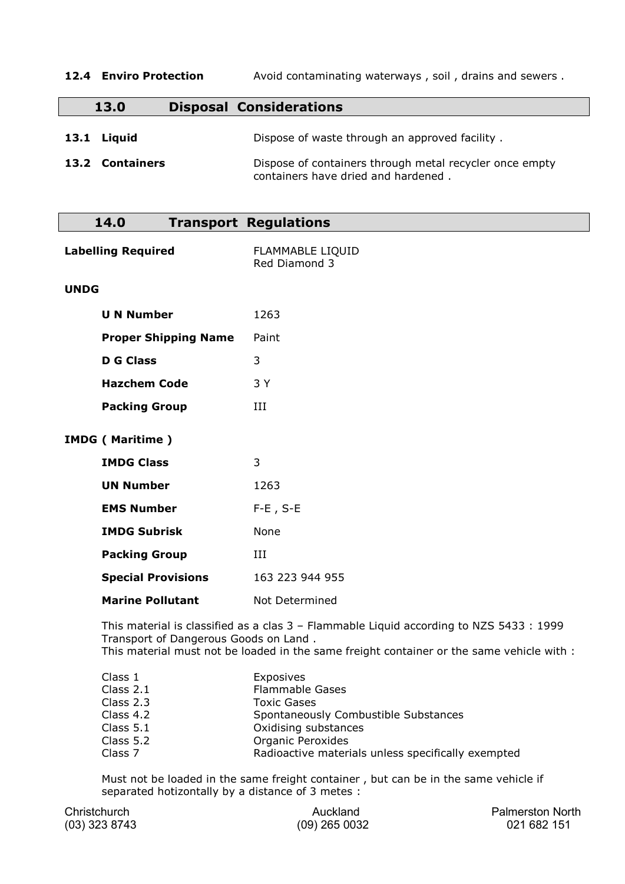**12.4 Enviro Protection** Avoid contaminating waterways , soil , drains and sewers .

## 13.0 Disposal Considerations

**13.1 Liquid** Dispose of waste through an approved facility .

**13.2 Containers** Dispose of containers through metal recycler once empty containers have dried and hardened .

## 14.0 Transport Regulations

**Labelling Required** FLAMMABLE LIQUID
Red Diamond 3

**UNDG**

| | |
|---|---|
| **U N Number** | 1263 |
| **Proper Shipping Name** | Paint |
| **D G Class** | 3 |
| **Hazchem Code** | 3 Y |
| **Packing Group** | III |

**IMDG ( Maritime )**

| | |
|---|---|
| **IMDG Class** | 3 |
| **UN Number** | 1263 |
| **EMS Number** | F-E , S-E |
| **IMDG Subrisk** | None |
| **Packing Group** | III |
| **Special Provisions** | 163 223 944 955 |
| **Marine Pollutant** | Not Determined |

This material is classified as a clas 3 – Flammable Liquid according to NZS 5433 : 1999 Transport of Dangerous Goods on Land .
This material must not be loaded in the same freight container or the same vehicle with :

| | |
|---|---|
| Class 1 | Exposives |
| Class 2.1 | Flammable Gases |
| Class 2.3 | Toxic Gases |
| Class 4.2 | Spontaneously Combustible Substances |
| Class 5.1 | Oxidising substances |
| Class 5.2 | Organic Peroxides |
| Class 7 | Radioactive materials unless specifically exempted |

Must not be loaded in the same freight container , but can be in the same vehicle if separated hotizontally by a distance of 3 metes :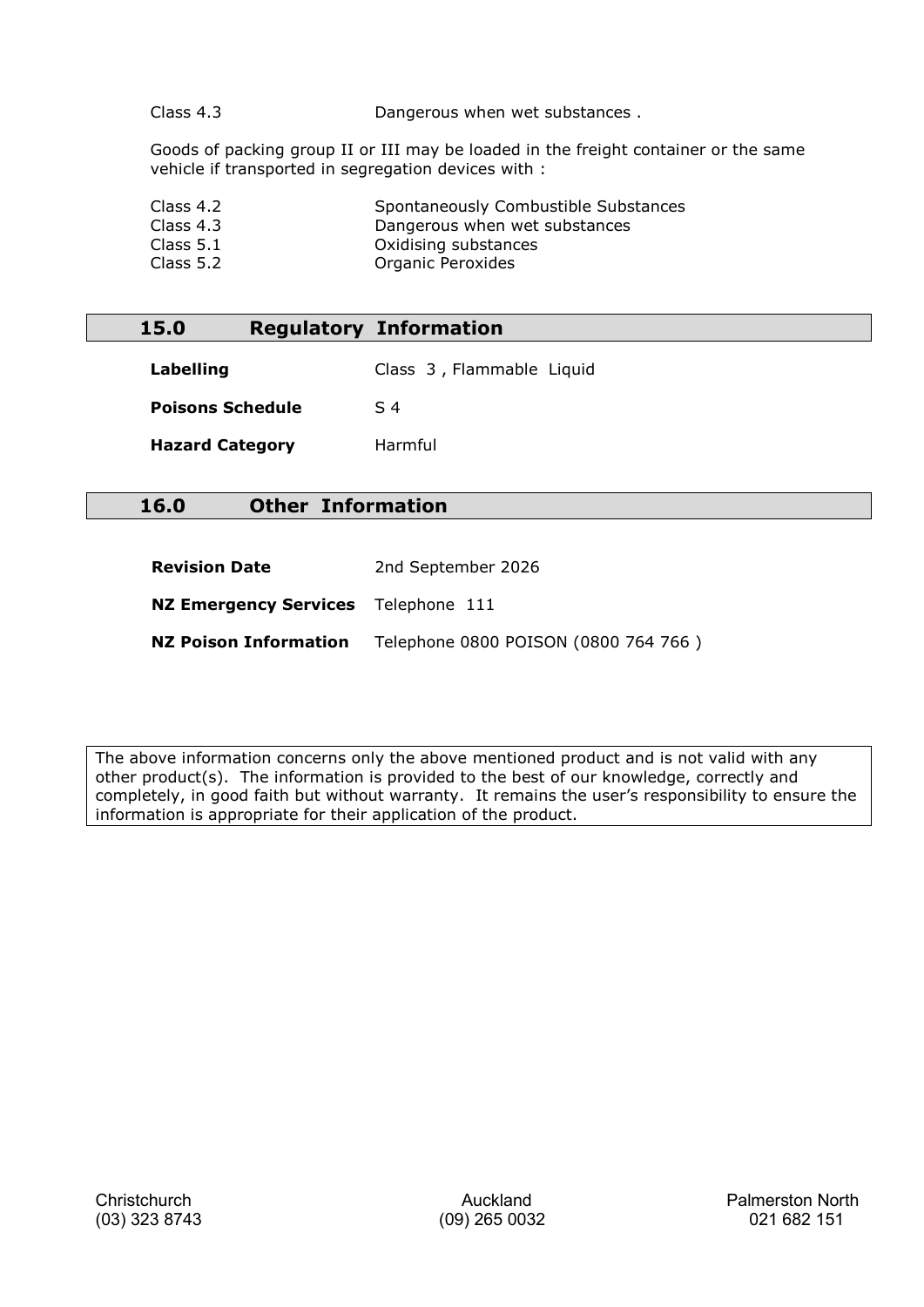| | |
|---|---|
| Class 4.3 | Dangerous when wet substances . |

Goods of packing group II or III may be loaded in the freight container or the same vehicle if transported in segregation devices with :

| | |
|---|---|
| Class 4.2 | Spontaneously Combustible Substances |
| Class 4.3 | Dangerous when wet substances |
| Class 5.1 | Oxidising substances |
| Class 5.2 | Organic Peroxides |

## 15.0 Regulatory Information

| | |
|---|---|
| **Labelling** | Class 3 , Flammable Liquid |
| **Poisons Schedule** | S 4 |
| **Hazard Category** | Harmful |

## 16.0 Other Information

| | |
|---|---|
| **Revision Date** | 2nd September 2026 |
| **NZ Emergency Services** | Telephone 111 |
| **NZ Poison Information** | Telephone 0800 POISON (0800 764 766 ) |

The above information concerns only the above mentioned product and is not valid with any other product(s). The information is provided to the best of our knowledge, correctly and completely, in good faith but without warranty. It remains the user's responsibility to ensure the information is appropriate for their application of the product.

| Christchurch | Auckland | Palmerston North |
|---|---|---|
| (03) 323 8743 | (09) 265 0032 | 021 682 151 |